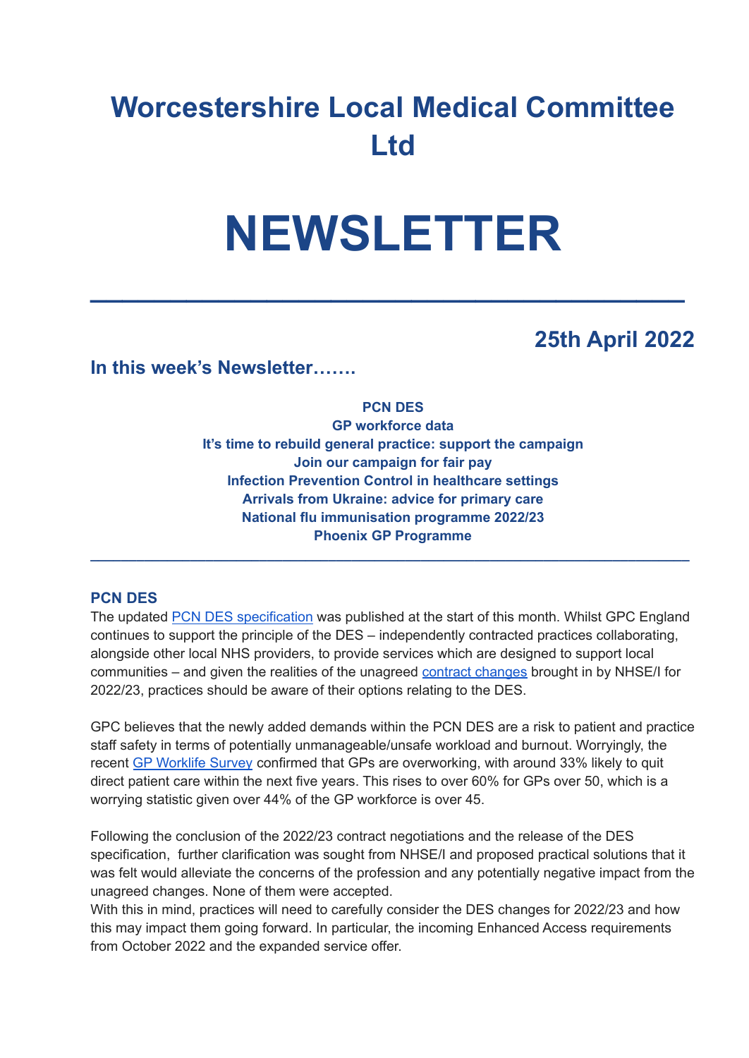# Worcestershire Local Medical Committee Ltd

# NEWSLETTER

---

## 25th April 2022

### In this week's Newsletter…….

**PCN DES**
**GP workforce data**
**It's time to rebuild general practice: support the campaign**
**Join our campaign for fair pay**
**Infection Prevention Control in healthcare settings**
**Arrivals from Ukraine: advice for primary care**
**National flu immunisation programme 2022/23**
**Phoenix GP Programme**

---

### PCN DES

The updated PCN DES specification was published at the start of this month. Whilst GPC England continues to support the principle of the DES – independently contracted practices collaborating, alongside other local NHS providers, to provide services which are designed to support local communities – and given the realities of the unagreed contract changes brought in by NHSE/I for 2022/23, practices should be aware of their options relating to the DES.

GPC believes that the newly added demands within the PCN DES are a risk to patient and practice staff safety in terms of potentially unmanageable/unsafe workload and burnout. Worryingly, the recent GP Worklife Survey confirmed that GPs are overworking, with around 33% likely to quit direct patient care within the next five years. This rises to over 60% for GPs over 50, which is a worrying statistic given over 44% of the GP workforce is over 45.

Following the conclusion of the 2022/23 contract negotiations and the release of the DES specification, further clarification was sought from NHSE/I and proposed practical solutions that it was felt would alleviate the concerns of the profession and any potentially negative impact from the unagreed changes. None of them were accepted.
With this in mind, practices will need to carefully consider the DES changes for 2022/23 and how this may impact them going forward. In particular, the incoming Enhanced Access requirements from October 2022 and the expanded service offer.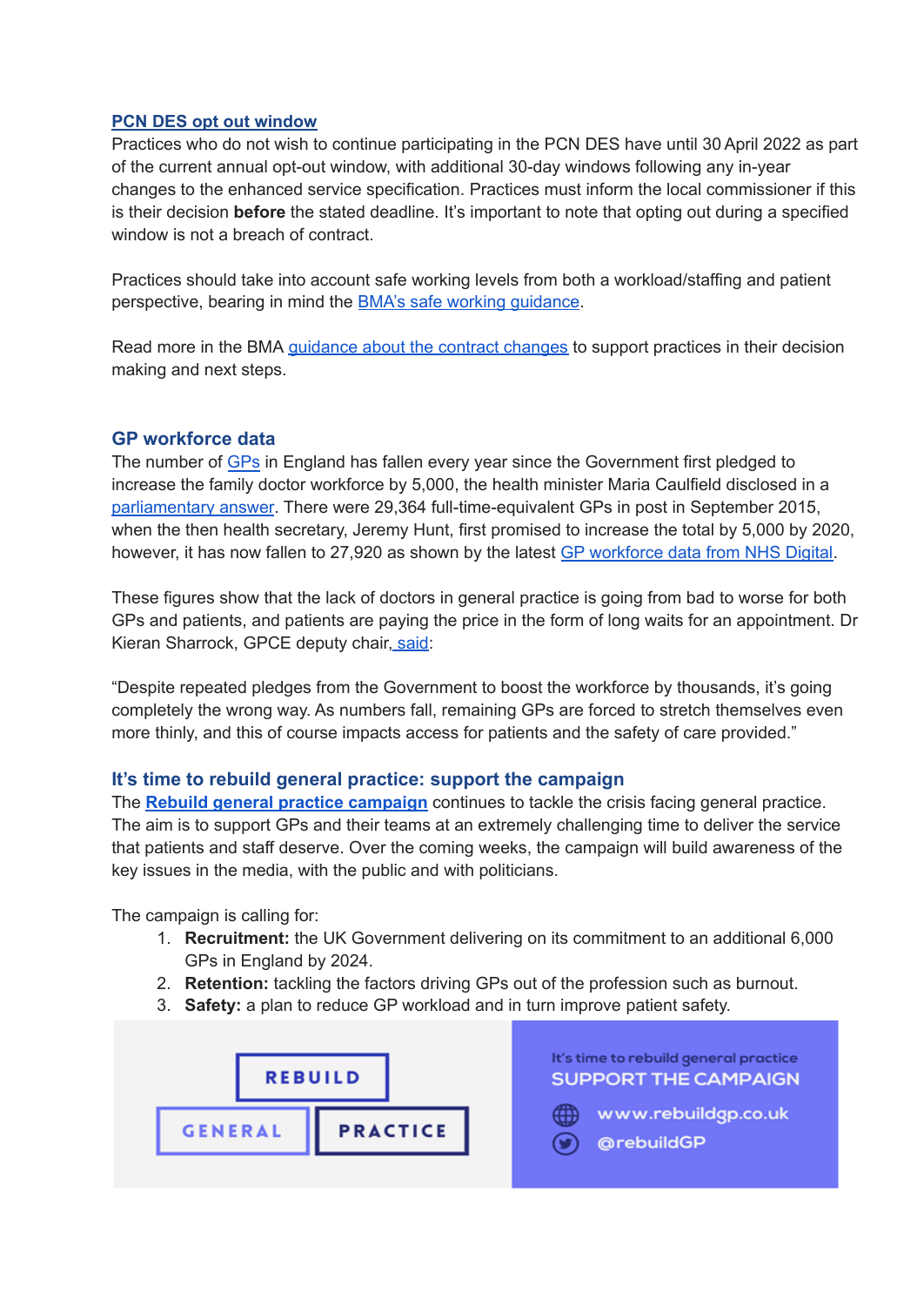## PCN DES opt out window

Practices who do not wish to continue participating in the PCN DES have until 30 April 2022 as part of the current annual opt-out window, with additional 30-day windows following any in-year changes to the enhanced service specification. Practices must inform the local commissioner if this is their decision **before** the stated deadline. It's important to note that opting out during a specified window is not a breach of contract.

Practices should take into account safe working levels from both a workload/staffing and patient perspective, bearing in mind the BMA's safe working guidance.

Read more in the BMA guidance about the contract changes to support practices in their decision making and next steps.

## GP workforce data

The number of GPs in England has fallen every year since the Government first pledged to increase the family doctor workforce by 5,000, the health minister Maria Caulfield disclosed in a parliamentary answer. There were 29,364 full-time-equivalent GPs in post in September 2015, when the then health secretary, Jeremy Hunt, first promised to increase the total by 5,000 by 2020, however, it has now fallen to 27,920 as shown by the latest GP workforce data from NHS Digital.

These figures show that the lack of doctors in general practice is going from bad to worse for both GPs and patients, and patients are paying the price in the form of long waits for an appointment. Dr Kieran Sharrock, GPCE deputy chair, said:

"Despite repeated pledges from the Government to boost the workforce by thousands, it's going completely the wrong way. As numbers fall, remaining GPs are forced to stretch themselves even more thinly, and this of course impacts access for patients and the safety of care provided."

## It's time to rebuild general practice: support the campaign

The **Rebuild general practice campaign** continues to tackle the crisis facing general practice. The aim is to support GPs and their teams at an extremely challenging time to deliver the service that patients and staff deserve. Over the coming weeks, the campaign will build awareness of the key issues in the media, with the public and with politicians.

The campaign is calling for:

1. **Recruitment:** the UK Government delivering on its commitment to an additional 6,000 GPs in England by 2024.
2. **Retention:** tackling the factors driving GPs out of the profession such as burnout.
3. **Safety:** a plan to reduce GP workload and in turn improve patient safety.

REBUILD GENERAL PRACTICE

It's time to rebuild general practice
SUPPORT THE CAMPAIGN
www.rebuildgp.co.uk
@rebuildGP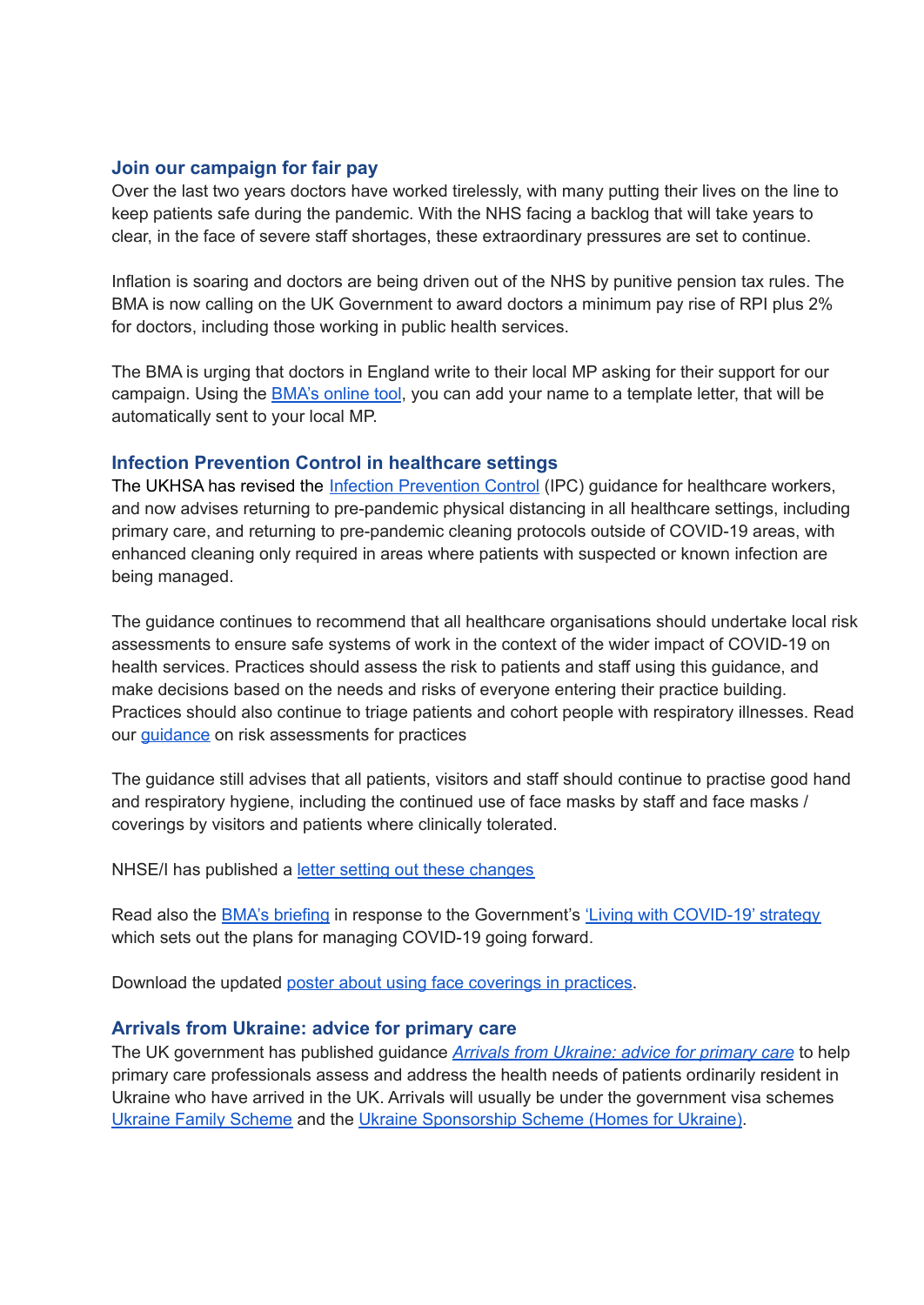## Join our campaign for fair pay

Over the last two years doctors have worked tirelessly, with many putting their lives on the line to keep patients safe during the pandemic. With the NHS facing a backlog that will take years to clear, in the face of severe staff shortages, these extraordinary pressures are set to continue.

Inflation is soaring and doctors are being driven out of the NHS by punitive pension tax rules. The BMA is now calling on the UK Government to award doctors a minimum pay rise of RPI plus 2% for doctors, including those working in public health services.

The BMA is urging that doctors in England write to their local MP asking for their support for our campaign. Using the BMA's online tool, you can add your name to a template letter, that will be automatically sent to your local MP.

## Infection Prevention Control in healthcare settings

The UKHSA has revised the Infection Prevention Control (IPC) guidance for healthcare workers, and now advises returning to pre-pandemic physical distancing in all healthcare settings, including primary care, and returning to pre-pandemic cleaning protocols outside of COVID-19 areas, with enhanced cleaning only required in areas where patients with suspected or known infection are being managed.

The guidance continues to recommend that all healthcare organisations should undertake local risk assessments to ensure safe systems of work in the context of the wider impact of COVID-19 on health services. Practices should assess the risk to patients and staff using this guidance, and make decisions based on the needs and risks of everyone entering their practice building. Practices should also continue to triage patients and cohort people with respiratory illnesses. Read our guidance on risk assessments for practices

The guidance still advises that all patients, visitors and staff should continue to practise good hand and respiratory hygiene, including the continued use of face masks by staff and face masks / coverings by visitors and patients where clinically tolerated.

NHSE/I has published a letter setting out these changes

Read also the BMA's briefing in response to the Government's 'Living with COVID-19' strategy which sets out the plans for managing COVID-19 going forward.

Download the updated poster about using face coverings in practices.

## Arrivals from Ukraine: advice for primary care

The UK government has published guidance *Arrivals from Ukraine: advice for primary care* to help primary care professionals assess and address the health needs of patients ordinarily resident in Ukraine who have arrived in the UK. Arrivals will usually be under the government visa schemes Ukraine Family Scheme and the Ukraine Sponsorship Scheme (Homes for Ukraine).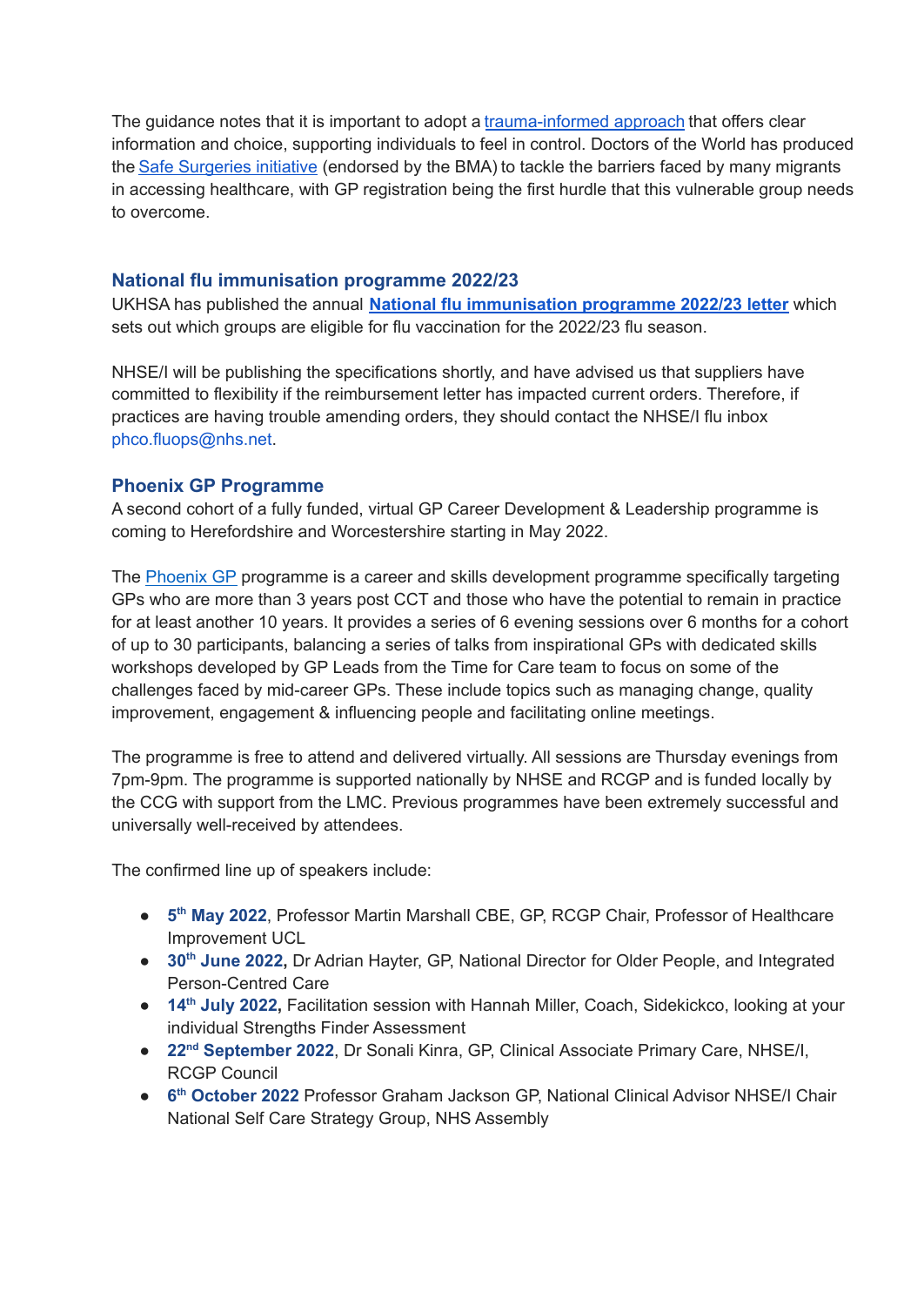The guidance notes that it is important to adopt a [trauma-informed approach]() that offers clear information and choice, supporting individuals to feel in control. Doctors of the World has produced the [Safe Surgeries initiative]() (endorsed by the BMA) to tackle the barriers faced by many migrants in accessing healthcare, with GP registration being the first hurdle that this vulnerable group needs to overcome.

## National flu immunisation programme 2022/23

UKHSA has published the annual **[National flu immunisation programme 2022/23 letter]()** which sets out which groups are eligible for flu vaccination for the 2022/23 flu season.

NHSE/I will be publishing the specifications shortly, and have advised us that suppliers have committed to flexibility if the reimbursement letter has impacted current orders. Therefore, if practices are having trouble amending orders, they should contact the NHSE/I flu inbox phco.fluops@nhs.net.

## Phoenix GP Programme

A second cohort of a fully funded, virtual GP Career Development & Leadership programme is coming to Herefordshire and Worcestershire starting in May 2022.

The [Phoenix GP]() programme is a career and skills development programme specifically targeting GPs who are more than 3 years post CCT and those who have the potential to remain in practice for at least another 10 years. It provides a series of 6 evening sessions over 6 months for a cohort of up to 30 participants, balancing a series of talks from inspirational GPs with dedicated skills workshops developed by GP Leads from the Time for Care team to focus on some of the challenges faced by mid-career GPs. These include topics such as managing change, quality improvement, engagement & influencing people and facilitating online meetings.

The programme is free to attend and delivered virtually. All sessions are Thursday evenings from 7pm-9pm. The programme is supported nationally by NHSE and RCGP and is funded locally by the CCG with support from the LMC. Previous programmes have been extremely successful and universally well-received by attendees.

The confirmed line up of speakers include:

- **5th May 2022**, Professor Martin Marshall CBE, GP, RCGP Chair, Professor of Healthcare Improvement UCL
- **30th June 2022,** Dr Adrian Hayter, GP, National Director for Older People, and Integrated Person-Centred Care
- **14th July 2022,** Facilitation session with Hannah Miller, Coach, Sidekickco, looking at your individual Strengths Finder Assessment
- **22nd September 2022**, Dr Sonali Kinra, GP, Clinical Associate Primary Care, NHSE/I, RCGP Council
- **6th October 2022** Professor Graham Jackson GP, National Clinical Advisor NHSE/I Chair National Self Care Strategy Group, NHS Assembly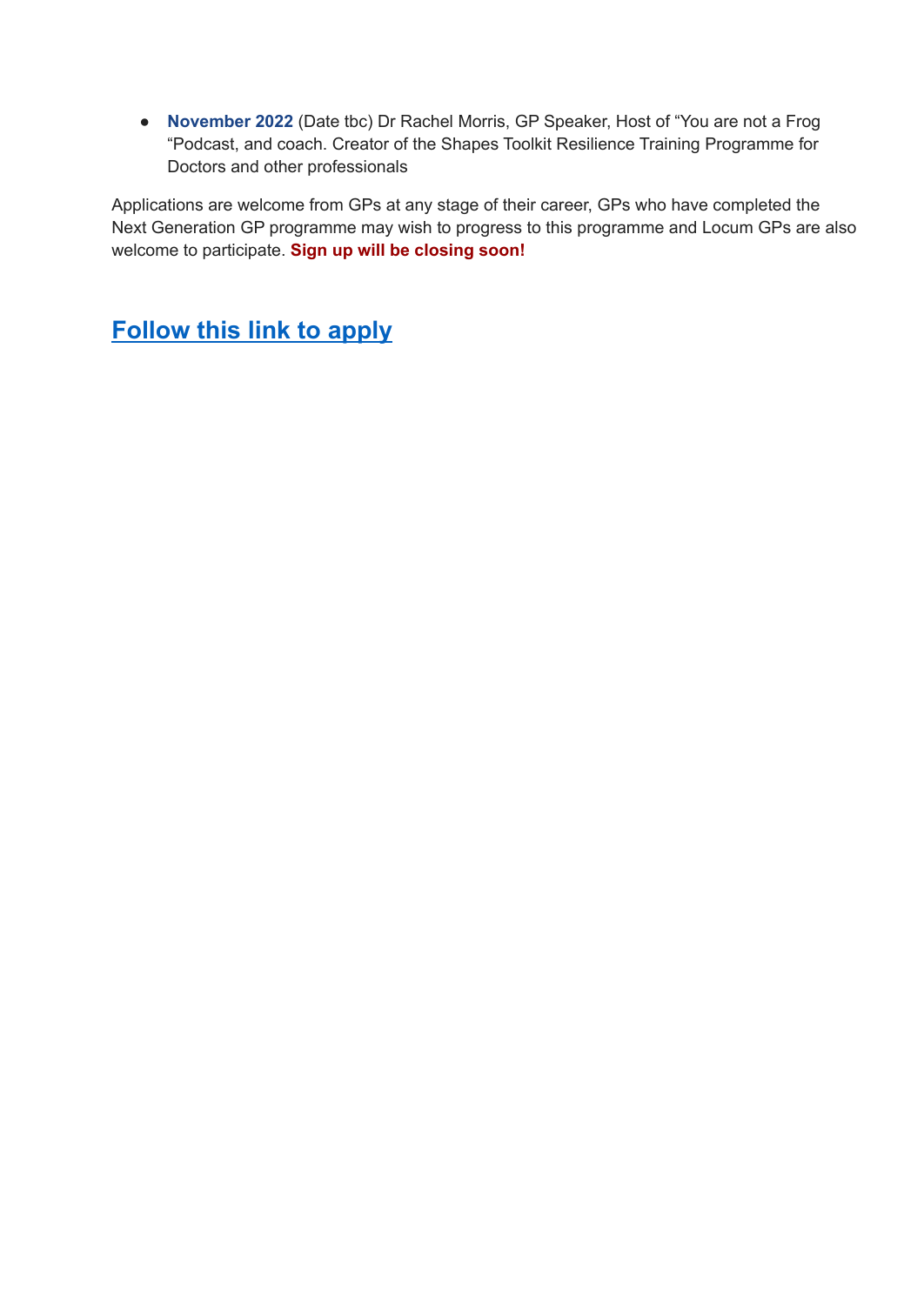- **November 2022** (Date tbc) Dr Rachel Morris, GP Speaker, Host of "You are not a Frog "Podcast, and coach. Creator of the Shapes Toolkit Resilience Training Programme for Doctors and other professionals

Applications are welcome from GPs at any stage of their career, GPs who have completed the Next Generation GP programme may wish to progress to this programme and Locum GPs are also welcome to participate. **Sign up will be closing soon!**

## Follow this link to apply